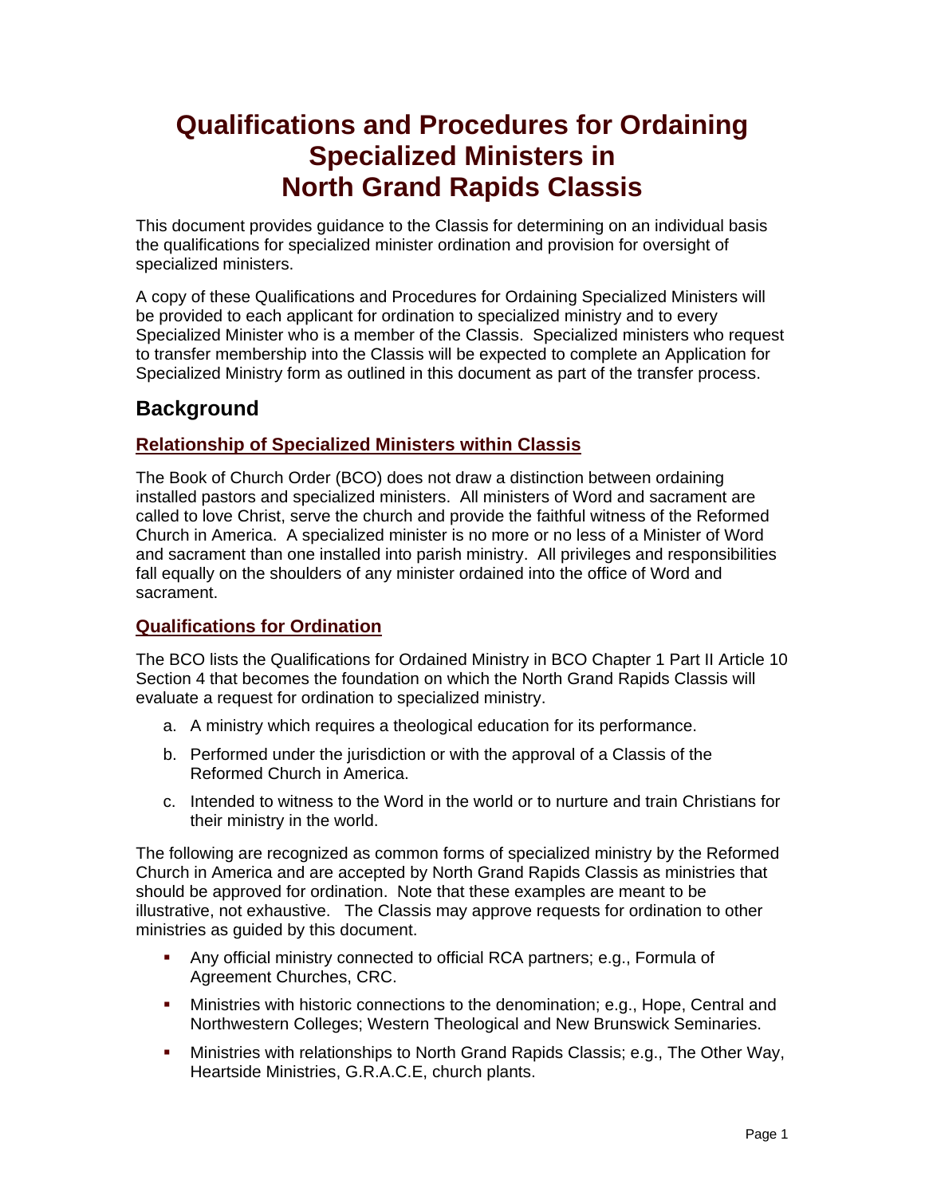# Qualifications and Procedures for Ordaining Specialized Ministers in North Grand Rapids Classis

This document provides guidance to the Classis for determining on an individual basis the qualifications for specialized minister ordination and provision for oversight of specialized ministers.

A copy of these Qualifications and Procedures for Ordaining Specialized Ministers will be provided to each applicant for ordination to specialized ministry and to every Specialized Minister who is a member of the Classis. Specialized ministers who request to transfer membership into the Classis will be expected to complete an Application for Specialized Ministry form as outlined in this document as part of the transfer process.

## Background

### Relationship of Specialized Ministers within Classis

The Book of Church Order (BCO) does not draw a distinction between ordaining installed pastors and specialized ministers. All ministers of Word and sacrament are called to love Christ, serve the church and provide the faithful witness of the Reformed Church in America. A specialized minister is no more or no less of a Minister of Word and sacrament than one installed into parish ministry. All privileges and responsibilities fall equally on the shoulders of any minister ordained into the office of Word and sacrament.

### Qualifications for Ordination

The BCO lists the Qualifications for Ordained Ministry in BCO Chapter 1 Part II Article 10 Section 4 that becomes the foundation on which the North Grand Rapids Classis will evaluate a request for ordination to specialized ministry.

a. A ministry which requires a theological education for its performance.

b. Performed under the jurisdiction or with the approval of a Classis of the Reformed Church in America.

c. Intended to witness to the Word in the world or to nurture and train Christians for their ministry in the world.

The following are recognized as common forms of specialized ministry by the Reformed Church in America and are accepted by North Grand Rapids Classis as ministries that should be approved for ordination. Note that these examples are meant to be illustrative, not exhaustive. The Classis may approve requests for ordination to other ministries as guided by this document.

- Any official ministry connected to official RCA partners; e.g., Formula of Agreement Churches, CRC.
- Ministries with historic connections to the denomination; e.g., Hope, Central and Northwestern Colleges; Western Theological and New Brunswick Seminaries.
- Ministries with relationships to North Grand Rapids Classis; e.g., The Other Way, Heartside Ministries, G.R.A.C.E, church plants.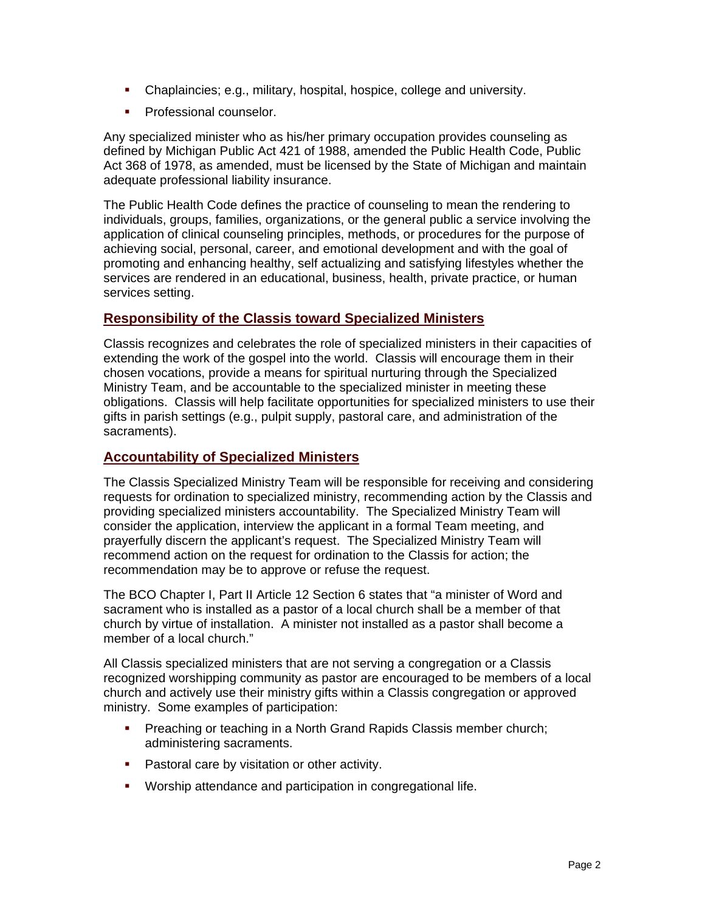- Chaplaincies; e.g., military, hospital, hospice, college and university.
- Professional counselor.

Any specialized minister who as his/her primary occupation provides counseling as defined by Michigan Public Act 421 of 1988, amended the Public Health Code, Public Act 368 of 1978, as amended, must be licensed by the State of Michigan and maintain adequate professional liability insurance.

The Public Health Code defines the practice of counseling to mean the rendering to individuals, groups, families, organizations, or the general public a service involving the application of clinical counseling principles, methods, or procedures for the purpose of achieving social, personal, career, and emotional development and with the goal of promoting and enhancing healthy, self actualizing and satisfying lifestyles whether the services are rendered in an educational, business, health, private practice, or human services setting.

## Responsibility of the Classis toward Specialized Ministers

Classis recognizes and celebrates the role of specialized ministers in their capacities of extending the work of the gospel into the world. Classis will encourage them in their chosen vocations, provide a means for spiritual nurturing through the Specialized Ministry Team, and be accountable to the specialized minister in meeting these obligations. Classis will help facilitate opportunities for specialized ministers to use their gifts in parish settings (e.g., pulpit supply, pastoral care, and administration of the sacraments).

## Accountability of Specialized Ministers

The Classis Specialized Ministry Team will be responsible for receiving and considering requests for ordination to specialized ministry, recommending action by the Classis and providing specialized ministers accountability. The Specialized Ministry Team will consider the application, interview the applicant in a formal Team meeting, and prayerfully discern the applicant's request. The Specialized Ministry Team will recommend action on the request for ordination to the Classis for action; the recommendation may be to approve or refuse the request.

The BCO Chapter I, Part II Article 12 Section 6 states that "a minister of Word and sacrament who is installed as a pastor of a local church shall be a member of that church by virtue of installation. A minister not installed as a pastor shall become a member of a local church."

All Classis specialized ministers that are not serving a congregation or a Classis recognized worshipping community as pastor are encouraged to be members of a local church and actively use their ministry gifts within a Classis congregation or approved ministry. Some examples of participation:

- Preaching or teaching in a North Grand Rapids Classis member church; administering sacraments.
- Pastoral care by visitation or other activity.
- Worship attendance and participation in congregational life.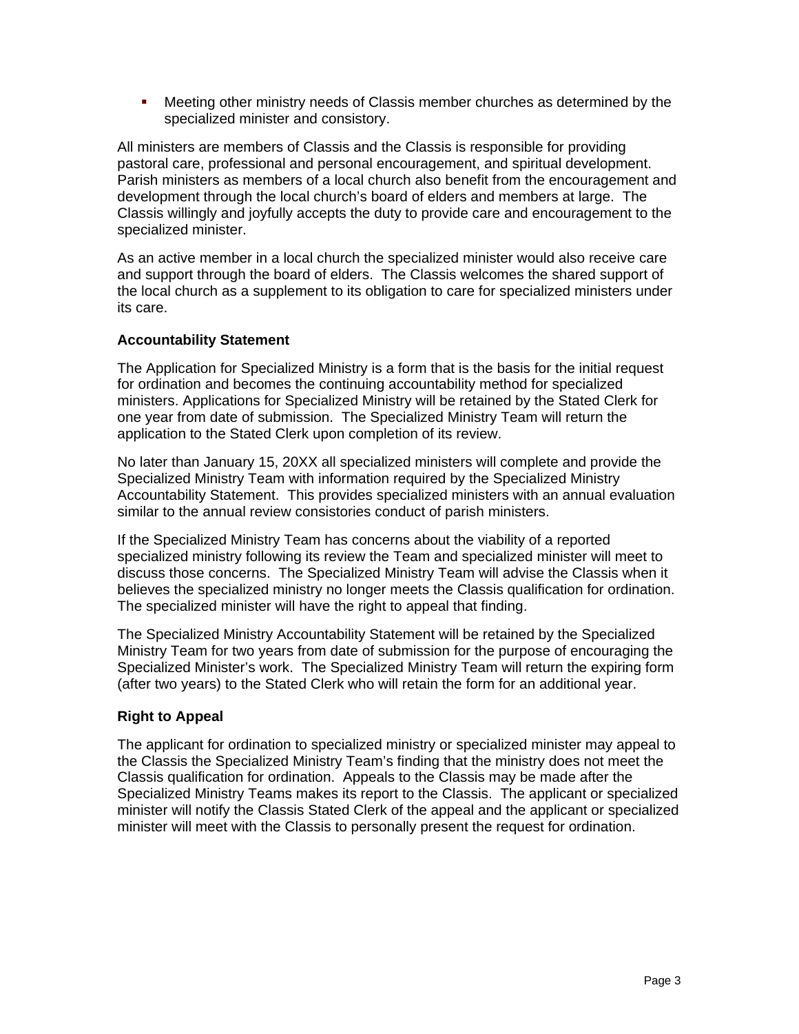- Meeting other ministry needs of Classis member churches as determined by the specialized minister and consistory.

All ministers are members of Classis and the Classis is responsible for providing pastoral care, professional and personal encouragement, and spiritual development. Parish ministers as members of a local church also benefit from the encouragement and development through the local church's board of elders and members at large. The Classis willingly and joyfully accepts the duty to provide care and encouragement to the specialized minister.

As an active member in a local church the specialized minister would also receive care and support through the board of elders. The Classis welcomes the shared support of the local church as a supplement to its obligation to care for specialized ministers under its care.

**Accountability Statement**

The Application for Specialized Ministry is a form that is the basis for the initial request for ordination and becomes the continuing accountability method for specialized ministers. Applications for Specialized Ministry will be retained by the Stated Clerk for one year from date of submission. The Specialized Ministry Team will return the application to the Stated Clerk upon completion of its review.

No later than January 15, 20XX all specialized ministers will complete and provide the Specialized Ministry Team with information required by the Specialized Ministry Accountability Statement. This provides specialized ministers with an annual evaluation similar to the annual review consistories conduct of parish ministers.

If the Specialized Ministry Team has concerns about the viability of a reported specialized ministry following its review the Team and specialized minister will meet to discuss those concerns. The Specialized Ministry Team will advise the Classis when it believes the specialized ministry no longer meets the Classis qualification for ordination. The specialized minister will have the right to appeal that finding.

The Specialized Ministry Accountability Statement will be retained by the Specialized Ministry Team for two years from date of submission for the purpose of encouraging the Specialized Minister's work. The Specialized Ministry Team will return the expiring form (after two years) to the Stated Clerk who will retain the form for an additional year.

**Right to Appeal**

The applicant for ordination to specialized ministry or specialized minister may appeal to the Classis the Specialized Ministry Team's finding that the ministry does not meet the Classis qualification for ordination. Appeals to the Classis may be made after the Specialized Ministry Teams makes its report to the Classis. The applicant or specialized minister will notify the Classis Stated Clerk of the appeal and the applicant or specialized minister will meet with the Classis to personally present the request for ordination.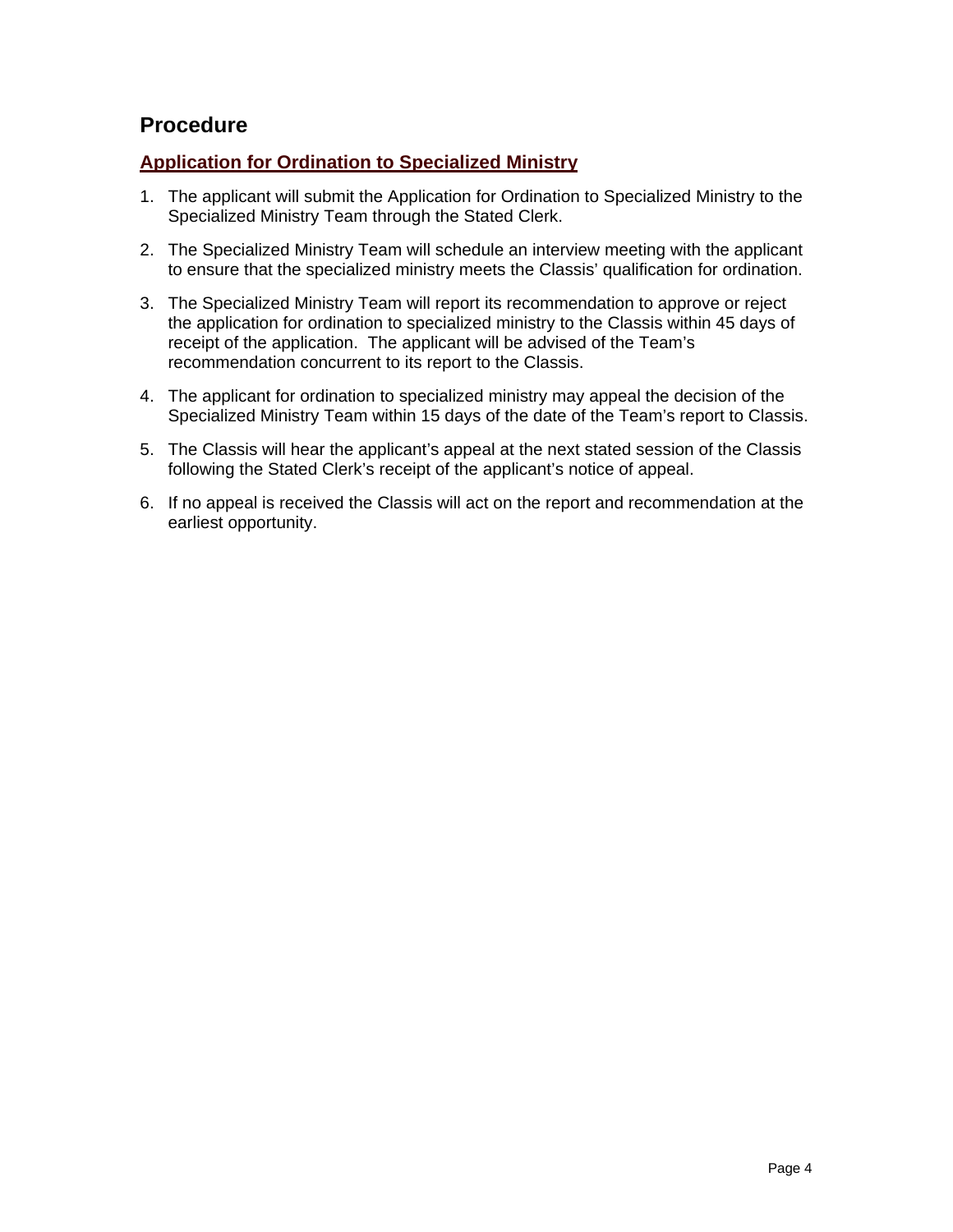## Procedure

### **Application for Ordination to Specialized Ministry**

1. The applicant will submit the Application for Ordination to Specialized Ministry to the Specialized Ministry Team through the Stated Clerk.

2. The Specialized Ministry Team will schedule an interview meeting with the applicant to ensure that the specialized ministry meets the Classis' qualification for ordination.

3. The Specialized Ministry Team will report its recommendation to approve or reject the application for ordination to specialized ministry to the Classis within 45 days of receipt of the application. The applicant will be advised of the Team's recommendation concurrent to its report to the Classis.

4. The applicant for ordination to specialized ministry may appeal the decision of the Specialized Ministry Team within 15 days of the date of the Team's report to Classis.

5. The Classis will hear the applicant's appeal at the next stated session of the Classis following the Stated Clerk's receipt of the applicant's notice of appeal.

6. If no appeal is received the Classis will act on the report and recommendation at the earliest opportunity.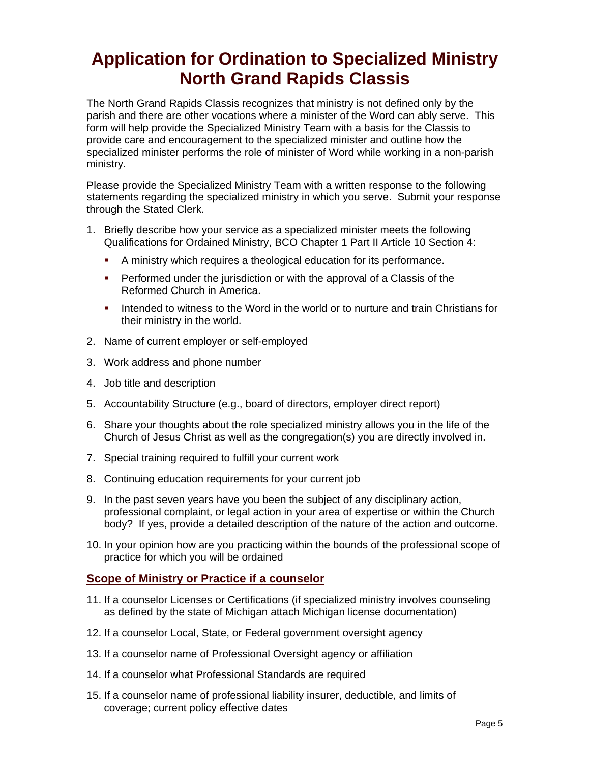# Application for Ordination to Specialized Ministry North Grand Rapids Classis

The North Grand Rapids Classis recognizes that ministry is not defined only by the parish and there are other vocations where a minister of the Word can ably serve. This form will help provide the Specialized Ministry Team with a basis for the Classis to provide care and encouragement to the specialized minister and outline how the specialized minister performs the role of minister of Word while working in a non-parish ministry.

Please provide the Specialized Ministry Team with a written response to the following statements regarding the specialized ministry in which you serve. Submit your response through the Stated Clerk.

1. Briefly describe how your service as a specialized minister meets the following Qualifications for Ordained Ministry, BCO Chapter 1 Part II Article 10 Section 4:
   - A ministry which requires a theological education for its performance.
   - Performed under the jurisdiction or with the approval of a Classis of the Reformed Church in America.
   - Intended to witness to the Word in the world or to nurture and train Christians for their ministry in the world.
2. Name of current employer or self-employed
3. Work address and phone number
4. Job title and description
5. Accountability Structure (e.g., board of directors, employer direct report)
6. Share your thoughts about the role specialized ministry allows you in the life of the Church of Jesus Christ as well as the congregation(s) you are directly involved in.
7. Special training required to fulfill your current work
8. Continuing education requirements for your current job
9. In the past seven years have you been the subject of any disciplinary action, professional complaint, or legal action in your area of expertise or within the Church body? If yes, provide a detailed description of the nature of the action and outcome.
10. In your opinion how are you practicing within the bounds of the professional scope of practice for which you will be ordained

## Scope of Ministry or Practice if a counselor

11. If a counselor Licenses or Certifications (if specialized ministry involves counseling as defined by the state of Michigan attach Michigan license documentation)
12. If a counselor Local, State, or Federal government oversight agency
13. If a counselor name of Professional Oversight agency or affiliation
14. If a counselor what Professional Standards are required
15. If a counselor name of professional liability insurer, deductible, and limits of coverage; current policy effective dates